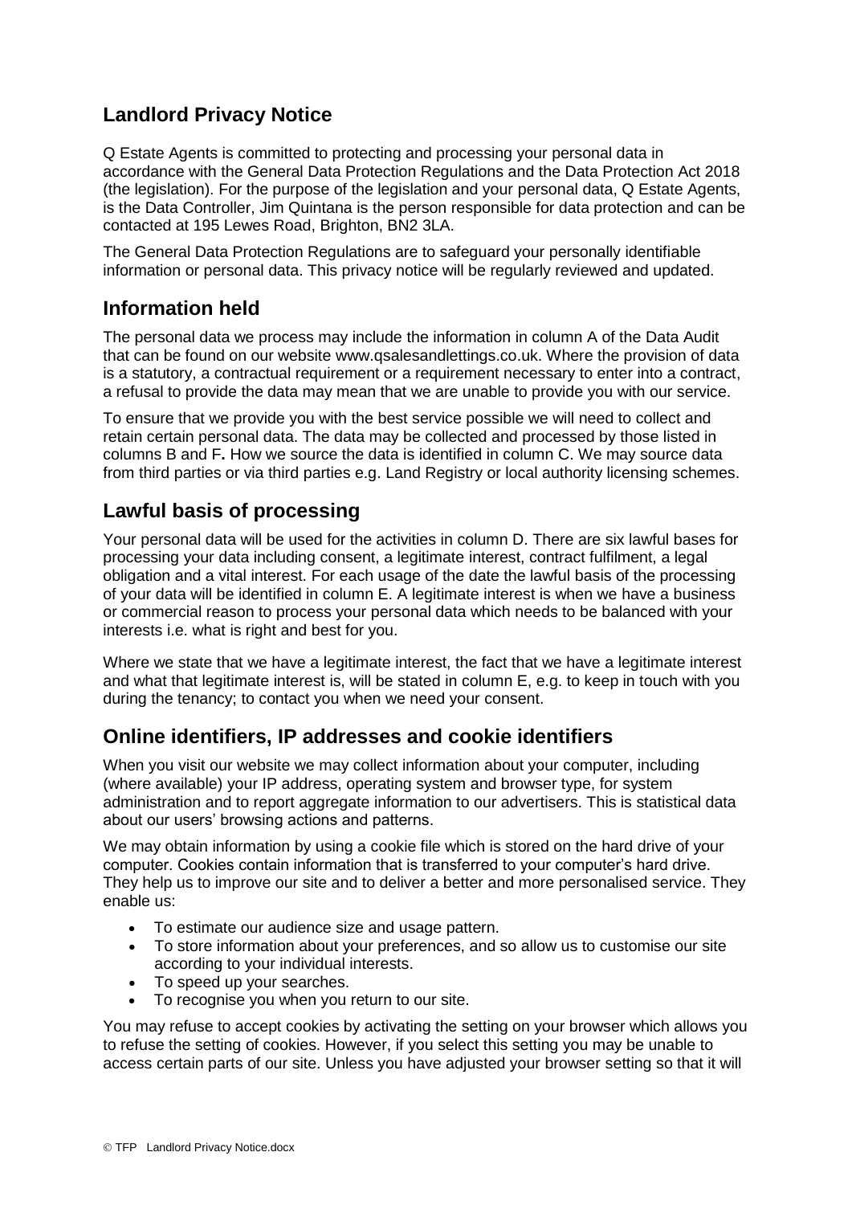## Landlord Privacy Notice

Q Estate Agents is committed to protecting and processing your personal data in accordance with the General Data Protection Regulations and the Data Protection Act 2018 (the legislation). For the purpose of the legislation and your personal data, Q Estate Agents, is the Data Controller, Jim Quintana is the person responsible for data protection and can be contacted at 195 Lewes Road, Brighton, BN2 3LA.

The General Data Protection Regulations are to safeguard your personally identifiable information or personal data. This privacy notice will be regularly reviewed and updated.

## Information held

The personal data we process may include the information in column A of the Data Audit that can be found on our website www.qsalesandlettings.co.uk. Where the provision of data is a statutory, a contractual requirement or a requirement necessary to enter into a contract, a refusal to provide the data may mean that we are unable to provide you with our service.

To ensure that we provide you with the best service possible we will need to collect and retain certain personal data. The data may be collected and processed by those listed in columns B and F**.** How we source the data is identified in column C. We may source data from third parties or via third parties e.g. Land Registry or local authority licensing schemes.

## Lawful basis of processing

Your personal data will be used for the activities in column D. There are six lawful bases for processing your data including consent, a legitimate interest, contract fulfilment, a legal obligation and a vital interest. For each usage of the date the lawful basis of the processing of your data will be identified in column E. A legitimate interest is when we have a business or commercial reason to process your personal data which needs to be balanced with your interests i.e. what is right and best for you.

Where we state that we have a legitimate interest, the fact that we have a legitimate interest and what that legitimate interest is, will be stated in column E, e.g. to keep in touch with you during the tenancy; to contact you when we need your consent.

## Online identifiers, IP addresses and cookie identifiers

When you visit our website we may collect information about your computer, including (where available) your IP address, operating system and browser type, for system administration and to report aggregate information to our advertisers. This is statistical data about our users' browsing actions and patterns.

We may obtain information by using a cookie file which is stored on the hard drive of your computer. Cookies contain information that is transferred to your computer's hard drive. They help us to improve our site and to deliver a better and more personalised service. They enable us:

- To estimate our audience size and usage pattern.
- To store information about your preferences, and so allow us to customise our site according to your individual interests.
- To speed up your searches.
- To recognise you when you return to our site.

You may refuse to accept cookies by activating the setting on your browser which allows you to refuse the setting of cookies. However, if you select this setting you may be unable to access certain parts of our site. Unless you have adjusted your browser setting so that it will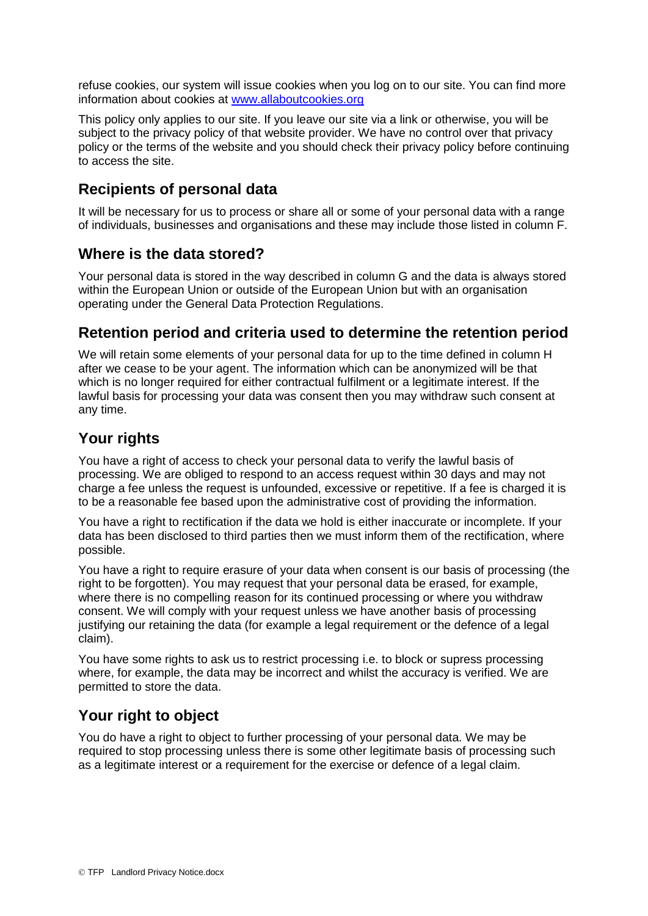refuse cookies, our system will issue cookies when you log on to our site. You can find more information about cookies at [www.allaboutcookies.org](http://www.allaboutcookies.org)

This policy only applies to our site. If you leave our site via a link or otherwise, you will be subject to the privacy policy of that website provider. We have no control over that privacy policy or the terms of the website and you should check their privacy policy before continuing to access the site.

## Recipients of personal data

It will be necessary for us to process or share all or some of your personal data with a range of individuals, businesses and organisations and these may include those listed in column F.

## Where is the data stored?

Your personal data is stored in the way described in column G and the data is always stored within the European Union or outside of the European Union but with an organisation operating under the General Data Protection Regulations.

## Retention period and criteria used to determine the retention period

We will retain some elements of your personal data for up to the time defined in column H after we cease to be your agent. The information which can be anonymized will be that which is no longer required for either contractual fulfilment or a legitimate interest. If the lawful basis for processing your data was consent then you may withdraw such consent at any time.

## Your rights

You have a right of access to check your personal data to verify the lawful basis of processing. We are obliged to respond to an access request within 30 days and may not charge a fee unless the request is unfounded, excessive or repetitive. If a fee is charged it is to be a reasonable fee based upon the administrative cost of providing the information.

You have a right to rectification if the data we hold is either inaccurate or incomplete. If your data has been disclosed to third parties then we must inform them of the rectification, where possible.

You have a right to require erasure of your data when consent is our basis of processing (the right to be forgotten). You may request that your personal data be erased, for example, where there is no compelling reason for its continued processing or where you withdraw consent. We will comply with your request unless we have another basis of processing justifying our retaining the data (for example a legal requirement or the defence of a legal claim).

You have some rights to ask us to restrict processing i.e. to block or supress processing where, for example, the data may be incorrect and whilst the accuracy is verified. We are permitted to store the data.

## Your right to object

You do have a right to object to further processing of your personal data. We may be required to stop processing unless there is some other legitimate basis of processing such as a legitimate interest or a requirement for the exercise or defence of a legal claim.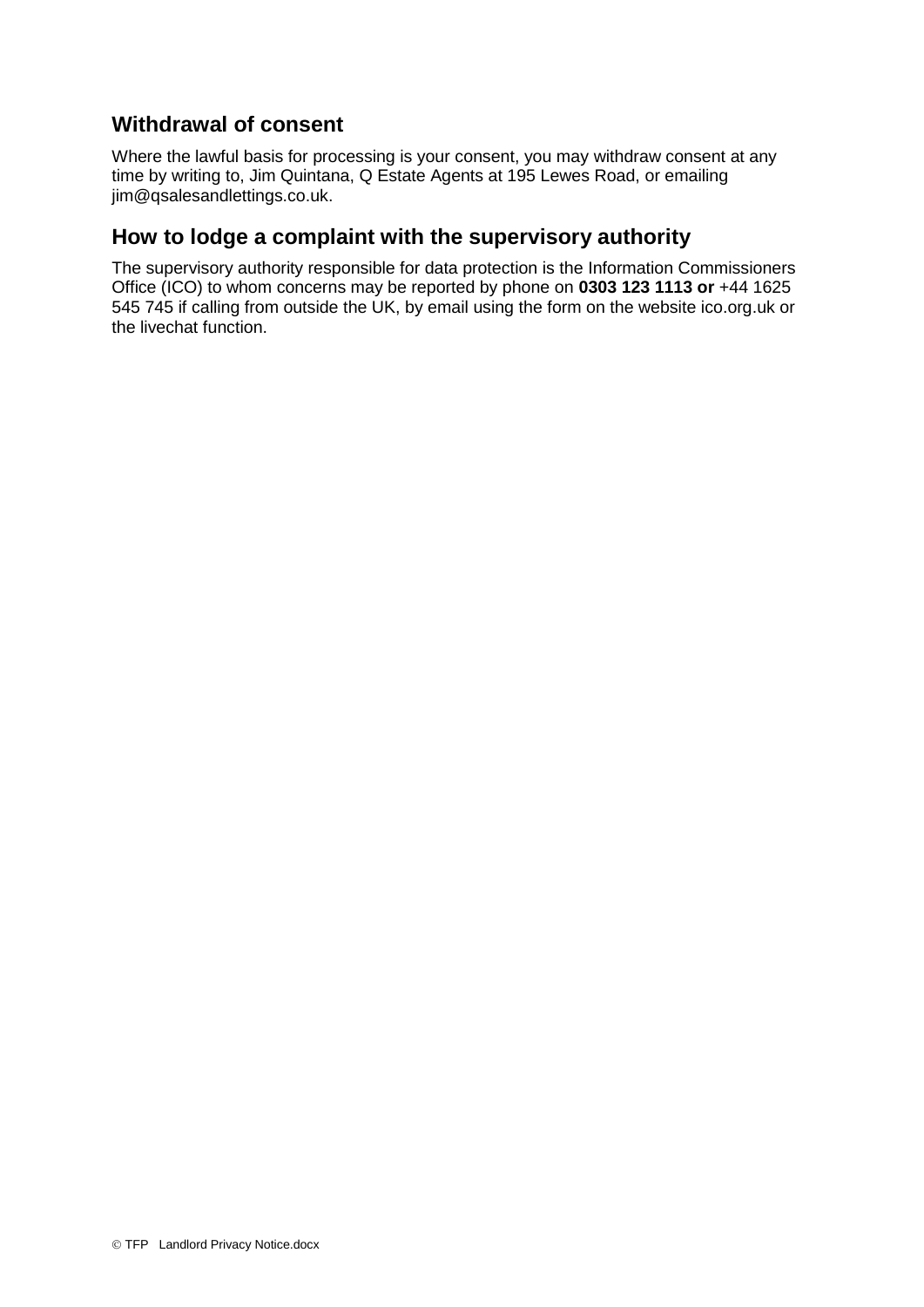## Withdrawal of consent

Where the lawful basis for processing is your consent, you may withdraw consent at any time by writing to, Jim Quintana, Q Estate Agents at 195 Lewes Road, or emailing jim@qsalesandlettings.co.uk.

## How to lodge a complaint with the supervisory authority

The supervisory authority responsible for data protection is the Information Commissioners Office (ICO) to whom concerns may be reported by phone on **0303 123 1113 or** +44 1625 545 745 if calling from outside the UK, by email using the form on the website ico.org.uk or the livechat function.